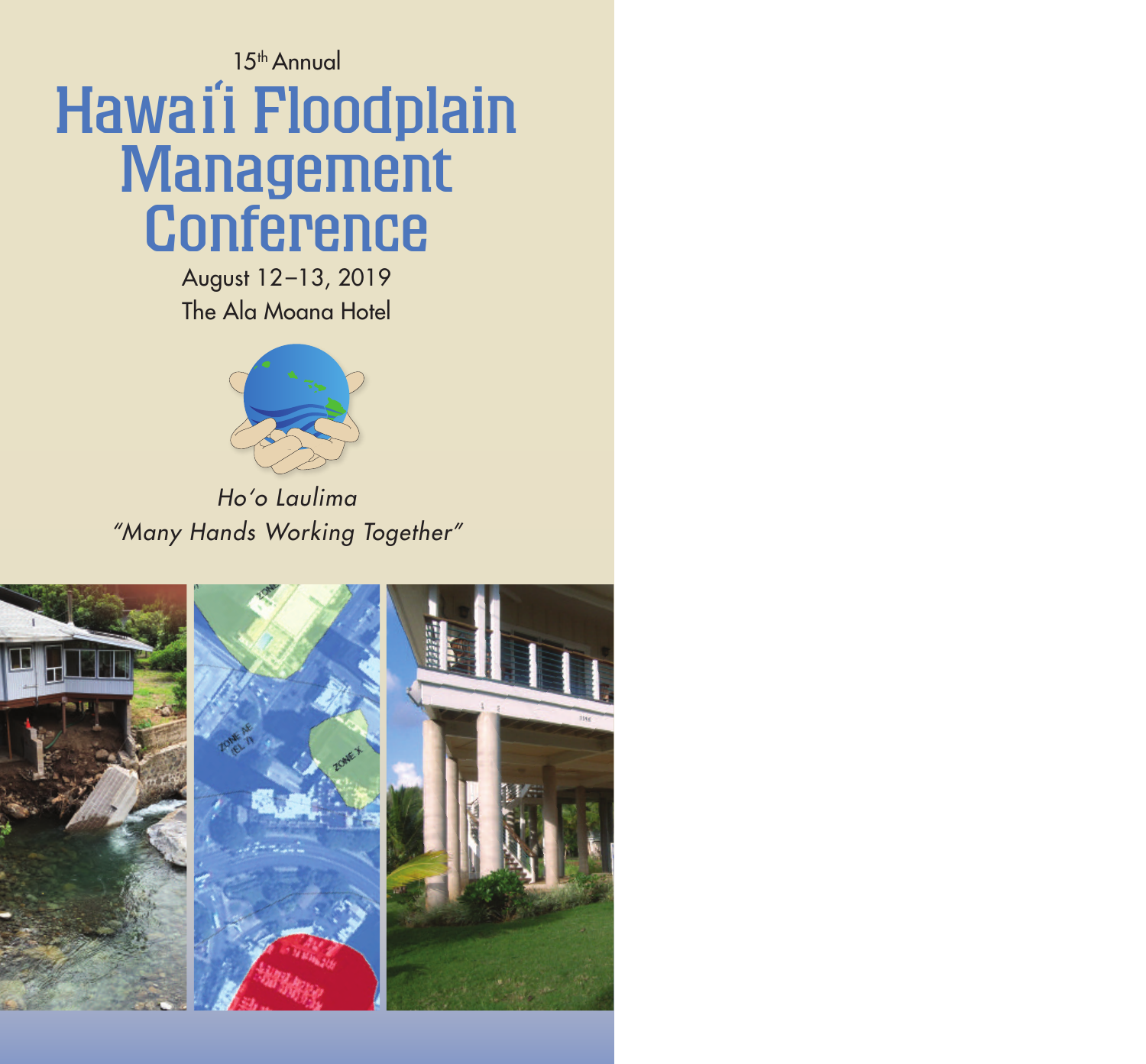15th Annual

# Hawaiʻi Floodplain Management Conference

August 12–13, 2019

The Ala Moana Hotel

*Ho'o Laulima*

*"Many Hands Working Together"*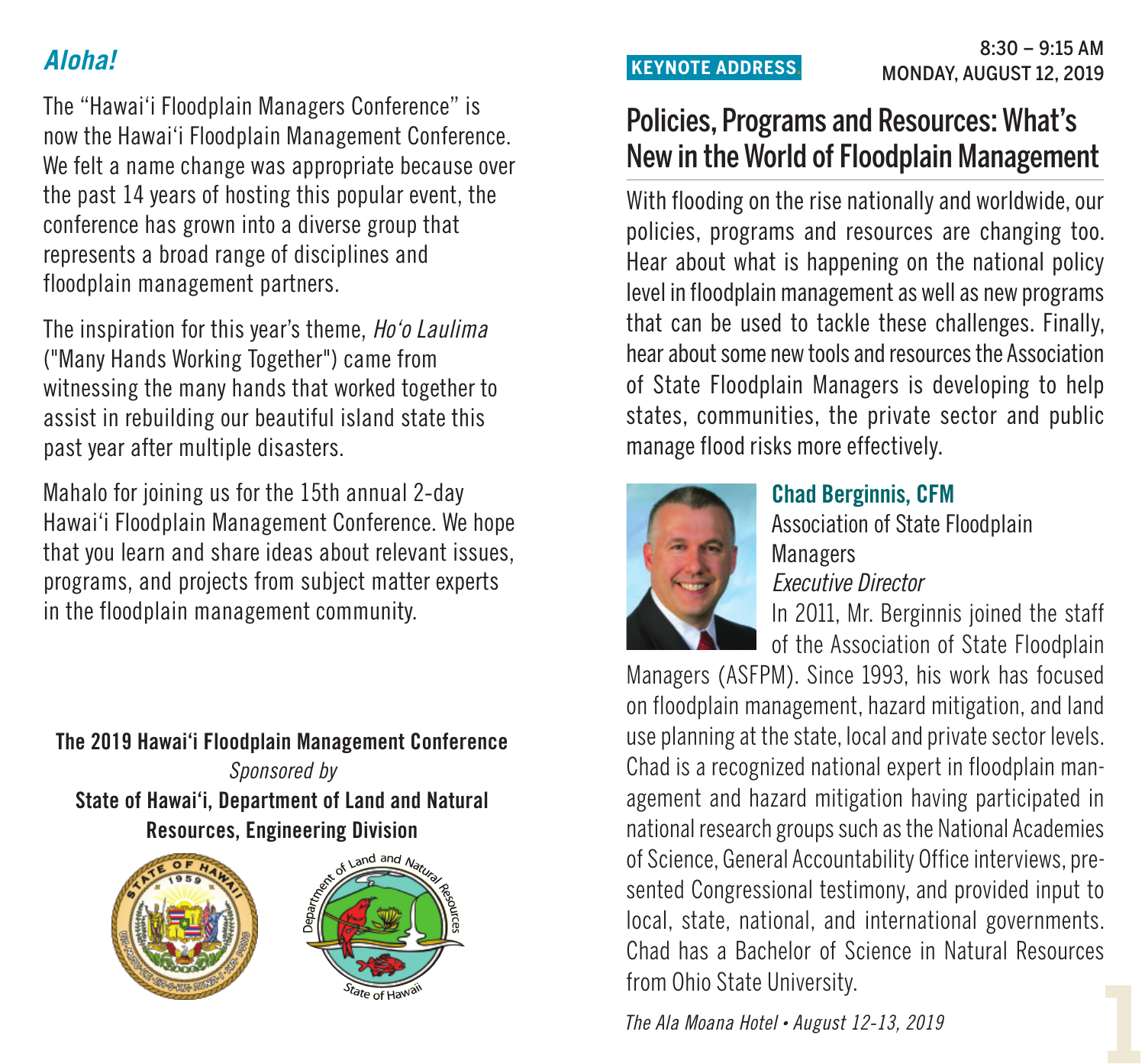## Aloha!

The "Hawai'i Floodplain Managers Conference" is now the Hawai'i Floodplain Management Conference. We felt a name change was appropriate because over the past 14 years of hosting this popular event, the conference has grown into a diverse group that represents a broad range of disciplines and floodplain management partners.

The inspiration for this year's theme, *Ho'o Laulima* ("Many Hands Working Together") came from witnessing the many hands that worked together to assist in rebuilding our beautiful island state this past year after multiple disasters.

Mahalo for joining us for the 15th annual 2-day Hawai'i Floodplain Management Conference. We hope that you learn and share ideas about relevant issues, programs, and projects from subject matter experts in the floodplain management community.

**The 2019 Hawai'i Floodplain Management Conference**
*Sponsored by*
**State of Hawai'i, Department of Land and Natural Resources, Engineering Division**

**KEYNOTE ADDRESS**

8:30 – 9:15 AM
MONDAY, AUGUST 12, 2019

## Policies, Programs and Resources: What's New in the World of Floodplain Management

With flooding on the rise nationally and worldwide, our policies, programs and resources are changing too. Hear about what is happening on the national policy level in floodplain management as well as new programs that can be used to tackle these challenges. Finally, hear about some new tools and resources the Association of State Floodplain Managers is developing to help states, communities, the private sector and public manage flood risks more effectively.

**Chad Berginnis, CFM**
Association of State Floodplain Managers
*Executive Director*

In 2011, Mr. Berginnis joined the staff of the Association of State Floodplain Managers (ASFPM). Since 1993, his work has focused on floodplain management, hazard mitigation, and land use planning at the state, local and private sector levels. Chad is a recognized national expert in floodplain management and hazard mitigation having participated in national research groups such as the National Academies of Science, General Accountability Office interviews, presented Congressional testimony, and provided input to local, state, national, and international governments. Chad has a Bachelor of Science in Natural Resources from Ohio State University.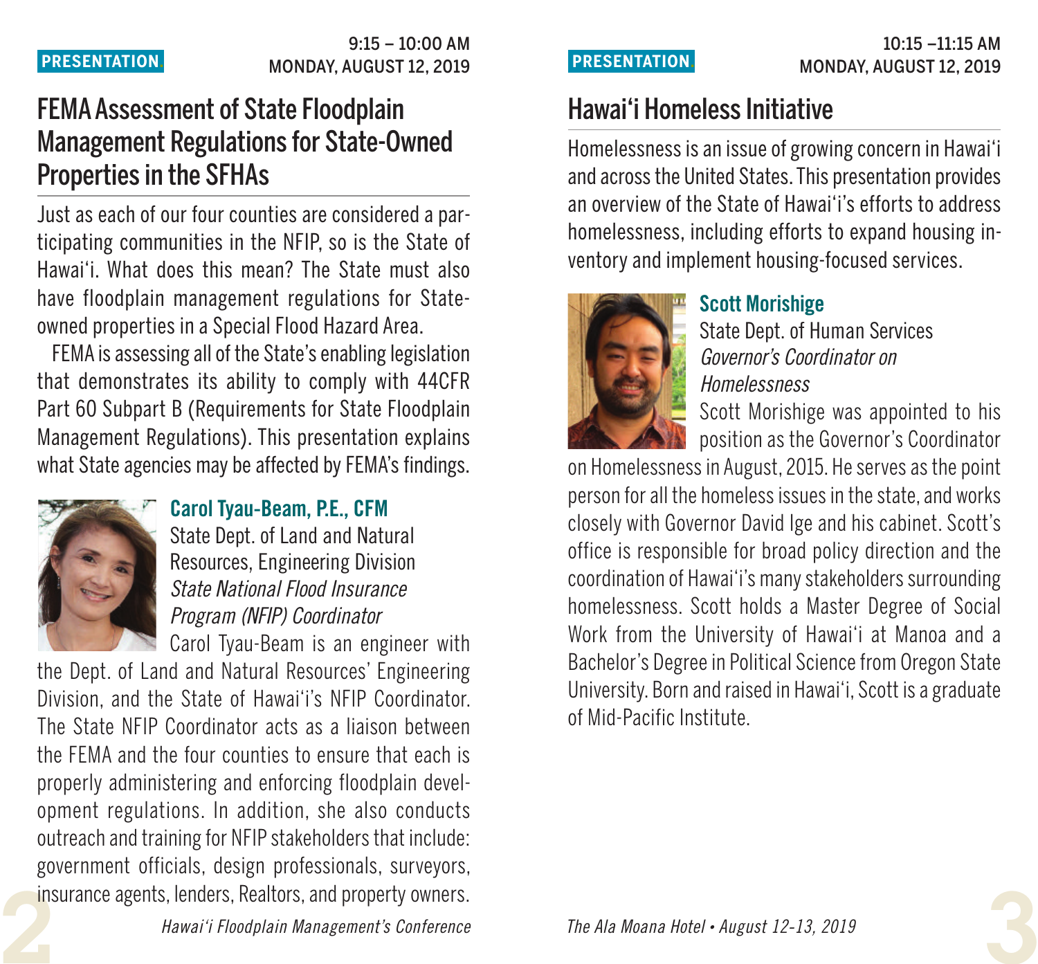PRESENTATION

9:15 – 10:00 AM
MONDAY, AUGUST 12, 2019

## FEMA Assessment of State Floodplain Management Regulations for State-Owned Properties in the SFHAs

Just as each of our four counties are considered a participating communities in the NFIP, so is the State of Hawai'i. What does this mean? The State must also have floodplain management regulations for State-owned properties in a Special Flood Hazard Area.

FEMA is assessing all of the State's enabling legislation that demonstrates its ability to comply with 44CFR Part 60 Subpart B (Requirements for State Floodplain Management Regulations). This presentation explains what State agencies may be affected by FEMA's findings.

**Carol Tyau-Beam, P.E., CFM**
State Dept. of Land and Natural Resources, Engineering Division
*State National Flood Insurance Program (NFIP) Coordinator*

Carol Tyau-Beam is an engineer with the Dept. of Land and Natural Resources' Engineering Division, and the State of Hawai'i's NFIP Coordinator. The State NFIP Coordinator acts as a liaison between the FEMA and the four counties to ensure that each is properly administering and enforcing floodplain development regulations. In addition, she also conducts outreach and training for NFIP stakeholders that include: government officials, design professionals, surveyors, insurance agents, lenders, Realtors, and property owners.

PRESENTATION

10:15 –11:15 AM
MONDAY, AUGUST 12, 2019

## Hawai'i Homeless Initiative

Homelessness is an issue of growing concern in Hawai'i and across the United States. This presentation provides an overview of the State of Hawai'i's efforts to address homelessness, including efforts to expand housing inventory and implement housing-focused services.

**Scott Morishige**
State Dept. of Human Services
*Governor's Coordinator on Homelessness*

Scott Morishige was appointed to his position as the Governor's Coordinator on Homelessness in August, 2015. He serves as the point person for all the homeless issues in the state, and works closely with Governor David Ige and his cabinet. Scott's office is responsible for broad policy direction and the coordination of Hawai'i's many stakeholders surrounding homelessness. Scott holds a Master Degree of Social Work from the University of Hawai'i at Manoa and a Bachelor's Degree in Political Science from Oregon State University. Born and raised in Hawai'i, Scott is a graduate of Mid-Pacific Institute.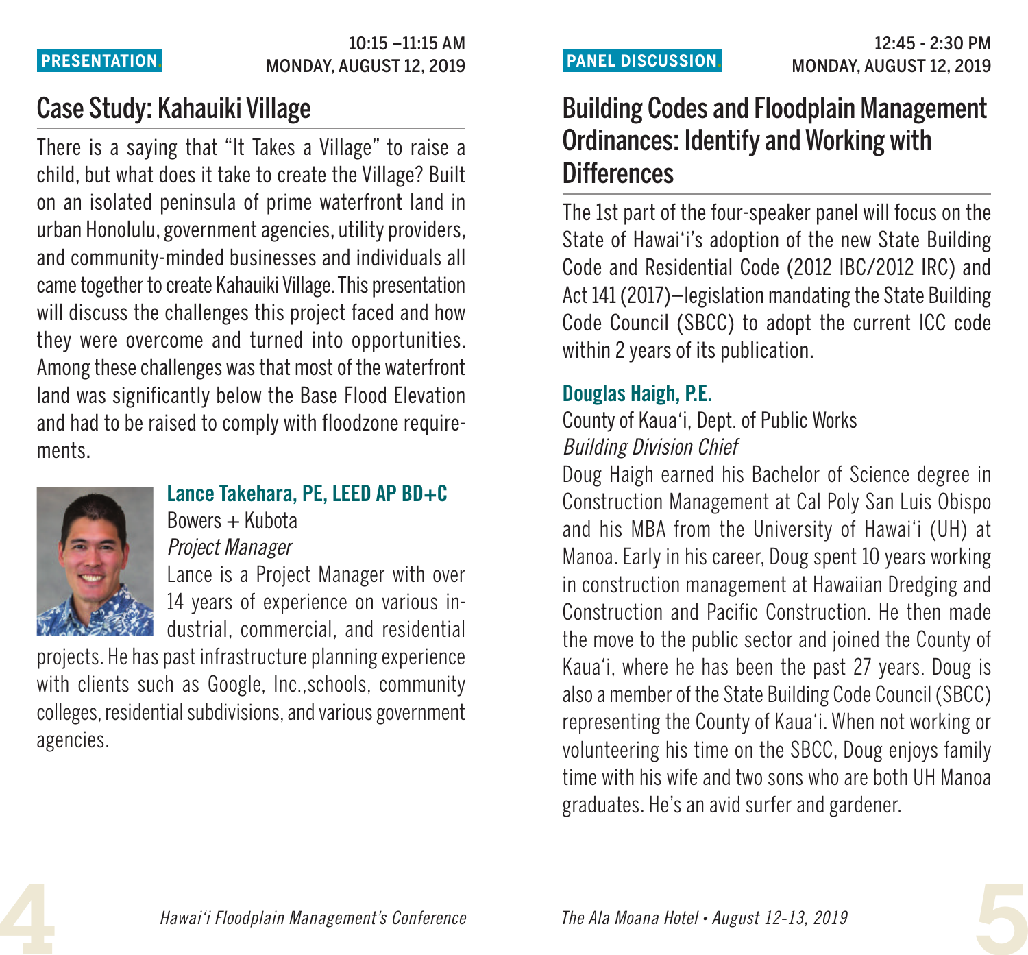PRESENTATION

10:15 –11:15 AM
MONDAY, AUGUST 12, 2019

## Case Study: Kahauiki Village

There is a saying that "It Takes a Village" to raise a child, but what does it take to create the Village? Built on an isolated peninsula of prime waterfront land in urban Honolulu, government agencies, utility providers, and community-minded businesses and individuals all came together to create Kahauiki Village. This presentation will discuss the challenges this project faced and how they were overcome and turned into opportunities. Among these challenges was that most of the waterfront land was significantly below the Base Flood Elevation and had to be raised to comply with floodzone requirements.

**Lance Takehara, PE, LEED AP BD+C**
Bowers + Kubota
*Project Manager*
Lance is a Project Manager with over 14 years of experience on various industrial, commercial, and residential projects. He has past infrastructure planning experience with clients such as Google, Inc.,schools, community colleges, residential subdivisions, and various government agencies.

PANEL DISCUSSION

12:45 - 2:30 PM
MONDAY, AUGUST 12, 2019

## Building Codes and Floodplain Management Ordinances: Identify and Working with Differences

The 1st part of the four-speaker panel will focus on the State of Hawai'i's adoption of the new State Building Code and Residential Code (2012 IBC/2012 IRC) and Act 141 (2017)–legislation mandating the State Building Code Council (SBCC) to adopt the current ICC code within 2 years of its publication.

**Douglas Haigh, P.E.**
County of Kaua'i, Dept. of Public Works
*Building Division Chief*
Doug Haigh earned his Bachelor of Science degree in Construction Management at Cal Poly San Luis Obispo and his MBA from the University of Hawai'i (UH) at Manoa. Early in his career, Doug spent 10 years working in construction management at Hawaiian Dredging and Construction and Pacific Construction. He then made the move to the public sector and joined the County of Kaua'i, where he has been the past 27 years. Doug is also a member of the State Building Code Council (SBCC) representing the County of Kaua'i. When not working or volunteering his time on the SBCC, Doug enjoys family time with his wife and two sons who are both UH Manoa graduates. He's an avid surfer and gardener.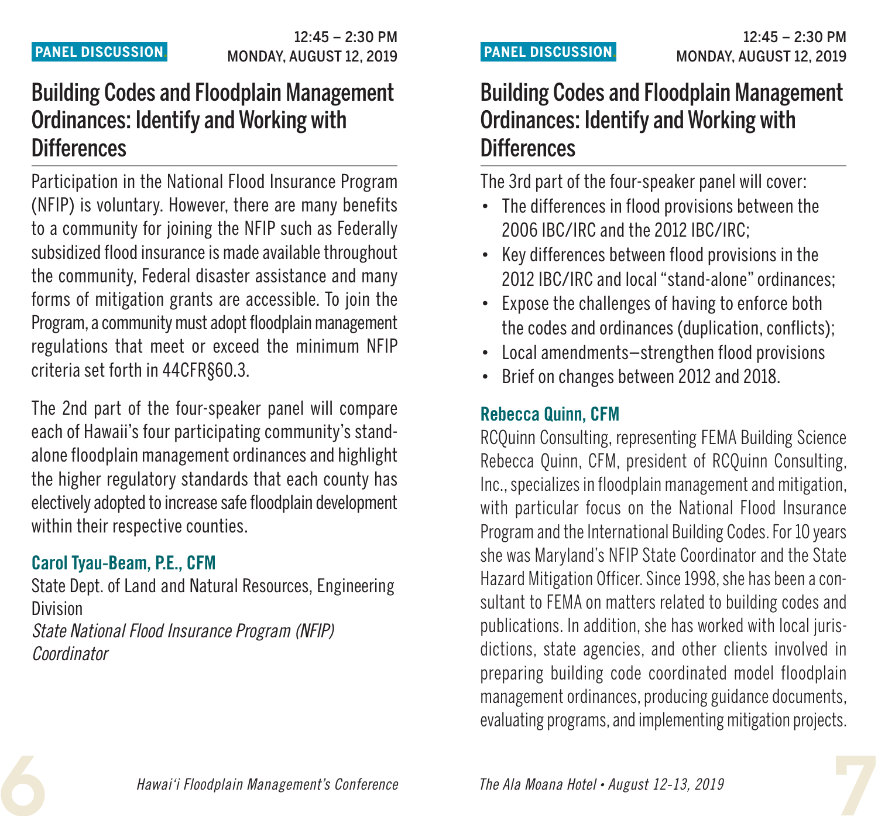**PANEL DISCUSSION**

12:45 – 2:30 PM
MONDAY, AUGUST 12, 2019

## Building Codes and Floodplain Management Ordinances: Identify and Working with Differences

Participation in the National Flood Insurance Program (NFIP) is voluntary. However, there are many benefits to a community for joining the NFIP such as Federally subsidized flood insurance is made available throughout the community, Federal disaster assistance and many forms of mitigation grants are accessible. To join the Program, a community must adopt floodplain management regulations that meet or exceed the minimum NFIP criteria set forth in 44CFR§60.3.

The 2nd part of the four-speaker panel will compare each of Hawaii's four participating community's stand-alone floodplain management ordinances and highlight the higher regulatory standards that each county has electively adopted to increase safe floodplain development within their respective counties.

**Carol Tyau-Beam, P.E., CFM**
State Dept. of Land and Natural Resources, Engineering Division
*State National Flood Insurance Program (NFIP) Coordinator*

**PANEL DISCUSSION**

12:45 – 2:30 PM
MONDAY, AUGUST 12, 2019

## Building Codes and Floodplain Management Ordinances: Identify and Working with Differences

The 3rd part of the four-speaker panel will cover:

- The differences in flood provisions between the 2006 IBC/IRC and the 2012 IBC/IRC;
- Key differences between flood provisions in the 2012 IBC/IRC and local "stand-alone" ordinances;
- Expose the challenges of having to enforce both the codes and ordinances (duplication, conflicts);
- Local amendments—strengthen flood provisions
- Brief on changes between 2012 and 2018.

**Rebecca Quinn, CFM**
RCQuinn Consulting, representing FEMA Building Science
Rebecca Quinn, CFM, president of RCQuinn Consulting, Inc., specializes in floodplain management and mitigation, with particular focus on the National Flood Insurance Program and the International Building Codes. For 10 years she was Maryland's NFIP State Coordinator and the State Hazard Mitigation Officer. Since 1998, she has been a consultant to FEMA on matters related to building codes and publications. In addition, she has worked with local jurisdictions, state agencies, and other clients involved in preparing building code coordinated model floodplain management ordinances, producing guidance documents, evaluating programs, and implementing mitigation projects.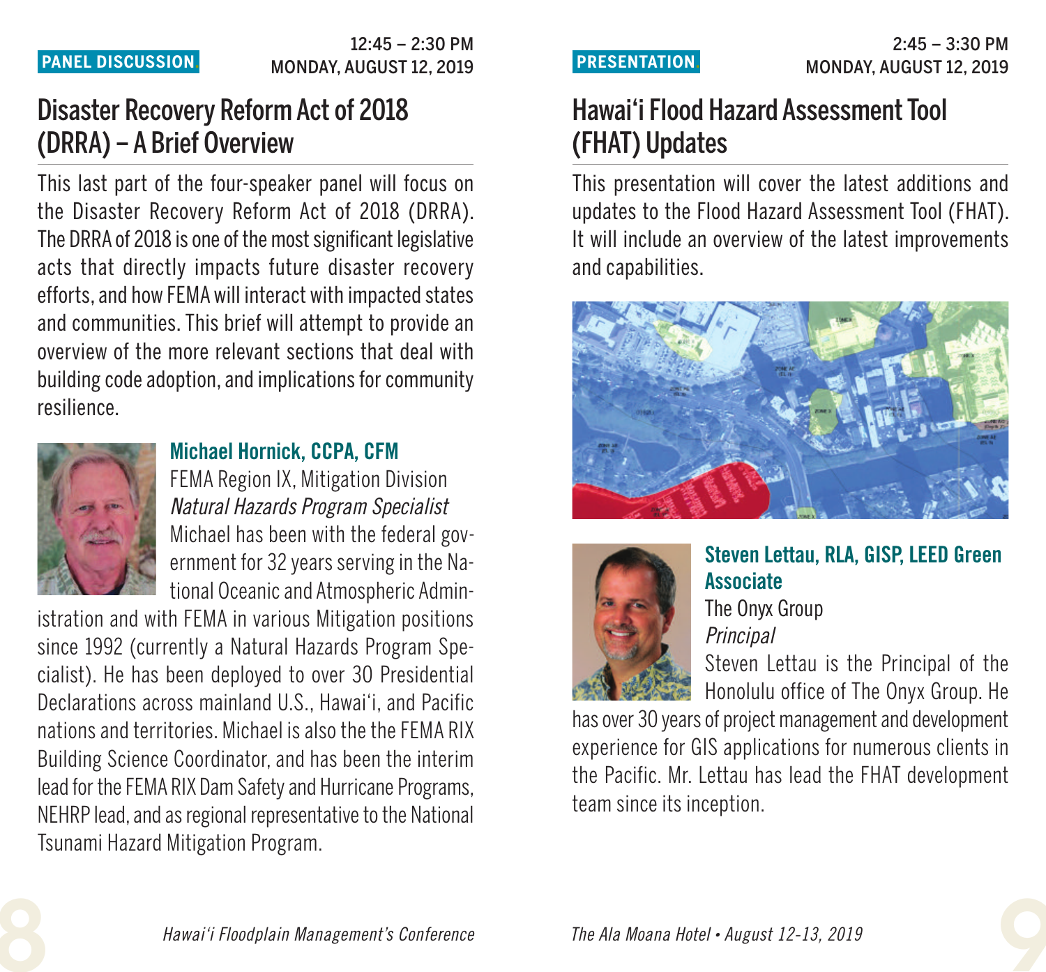PANEL DISCUSSION

12:45 – 2:30 PM
MONDAY, AUGUST 12, 2019

## Disaster Recovery Reform Act of 2018 (DRRA) – A Brief Overview

This last part of the four-speaker panel will focus on the Disaster Recovery Reform Act of 2018 (DRRA). The DRRA of 2018 is one of the most significant legislative acts that directly impacts future disaster recovery efforts, and how FEMA will interact with impacted states and communities. This brief will attempt to provide an overview of the more relevant sections that deal with building code adoption, and implications for community resilience.

### Michael Hornick, CCPA, CFM

FEMA Region IX, Mitigation Division
*Natural Hazards Program Specialist*
Michael has been with the federal government for 32 years serving in the National Oceanic and Atmospheric Administration and with FEMA in various Mitigation positions since 1992 (currently a Natural Hazards Program Specialist). He has been deployed to over 30 Presidential Declarations across mainland U.S., Hawai'i, and Pacific nations and territories. Michael is also the the FEMA RIX Building Science Coordinator, and has been the interim lead for the FEMA RIX Dam Safety and Hurricane Programs, NEHRP lead, and as regional representative to the National Tsunami Hazard Mitigation Program.

PRESENTATION

2:45 – 3:30 PM
MONDAY, AUGUST 12, 2019

## Hawai'i Flood Hazard Assessment Tool (FHAT) Updates

This presentation will cover the latest additions and updates to the Flood Hazard Assessment Tool (FHAT). It will include an overview of the latest improvements and capabilities.

### Steven Lettau, RLA, GISP, LEED Green Associate

The Onyx Group
*Principal*
Steven Lettau is the Principal of the Honolulu office of The Onyx Group. He has over 30 years of project management and development experience for GIS applications for numerous clients in the Pacific. Mr. Lettau has lead the FHAT development team since its inception.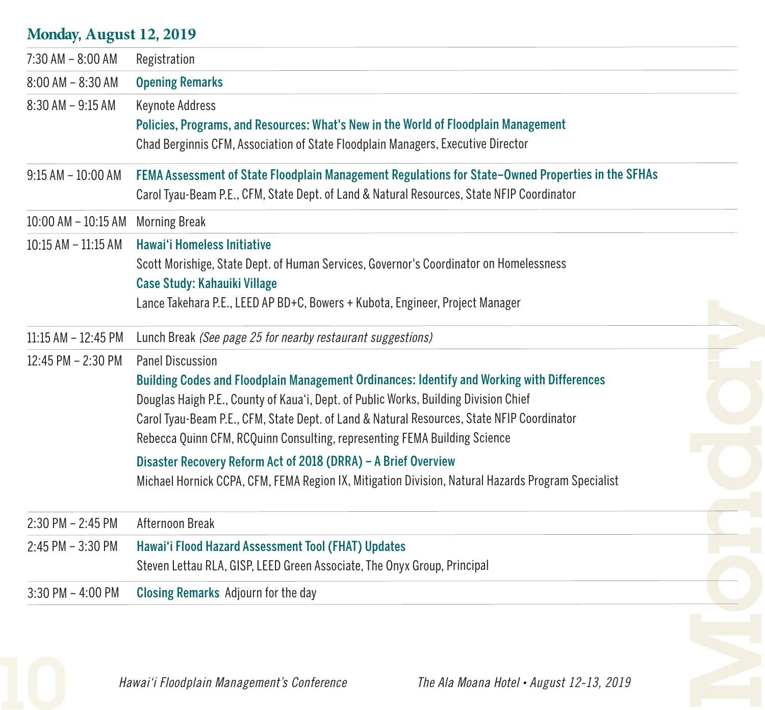## Monday, August 12, 2019

| Time | Session |
|---|---|
| 7:30 AM – 8:00 AM | Registration |
| 8:00 AM – 8:30 AM | **Opening Remarks** |
| 8:30 AM – 9:15 AM | Keynote Address<br>**Policies, Programs, and Resources: What's New in the World of Floodplain Management**<br>Chad Berginnis CFM, Association of State Floodplain Managers, Executive Director |
| 9:15 AM – 10:00 AM | **FEMA Assessment of State Floodplain Management Regulations for State–Owned Properties in the SFHAs**<br>Carol Tyau-Beam P.E., CFM, State Dept. of Land & Natural Resources, State NFIP Coordinator |
| 10:00 AM – 10:15 AM | Morning Break |
| 10:15 AM – 11:15 AM | **Hawai'i Homeless Initiative**<br>Scott Morishige, State Dept. of Human Services, Governor's Coordinator on Homelessness<br>**Case Study: Kahauiki Village**<br>Lance Takehara P.E., LEED AP BD+C, Bowers + Kubota, Engineer, Project Manager |
| 11:15 AM – 12:45 PM | Lunch Break *(See page 25 for nearby restaurant suggestions)* |
| 12:45 PM – 2:30 PM | Panel Discussion<br>**Building Codes and Floodplain Management Ordinances: Identify and Working with Differences**<br>Douglas Haigh P.E., County of Kaua'i, Dept. of Public Works, Building Division Chief<br>Carol Tyau-Beam P.E., CFM, State Dept. of Land & Natural Resources, State NFIP Coordinator<br>Rebecca Quinn CFM, RCQuinn Consulting, representing FEMA Building Science<br>**Disaster Recovery Reform Act of 2018 (DRRA) – A Brief Overview**<br>Michael Hornick CCPA, CFM, FEMA Region IX, Mitigation Division, Natural Hazards Program Specialist |
| 2:30 PM – 2:45 PM | Afternoon Break |
| 2:45 PM – 3:30 PM | **Hawai'i Flood Hazard Assessment Tool (FHAT) Updates**<br>Steven Lettau RLA, GISP, LEED Green Associate, The Onyx Group, Principal |
| 3:30 PM – 4:00 PM | **Closing Remarks** Adjourn for the day |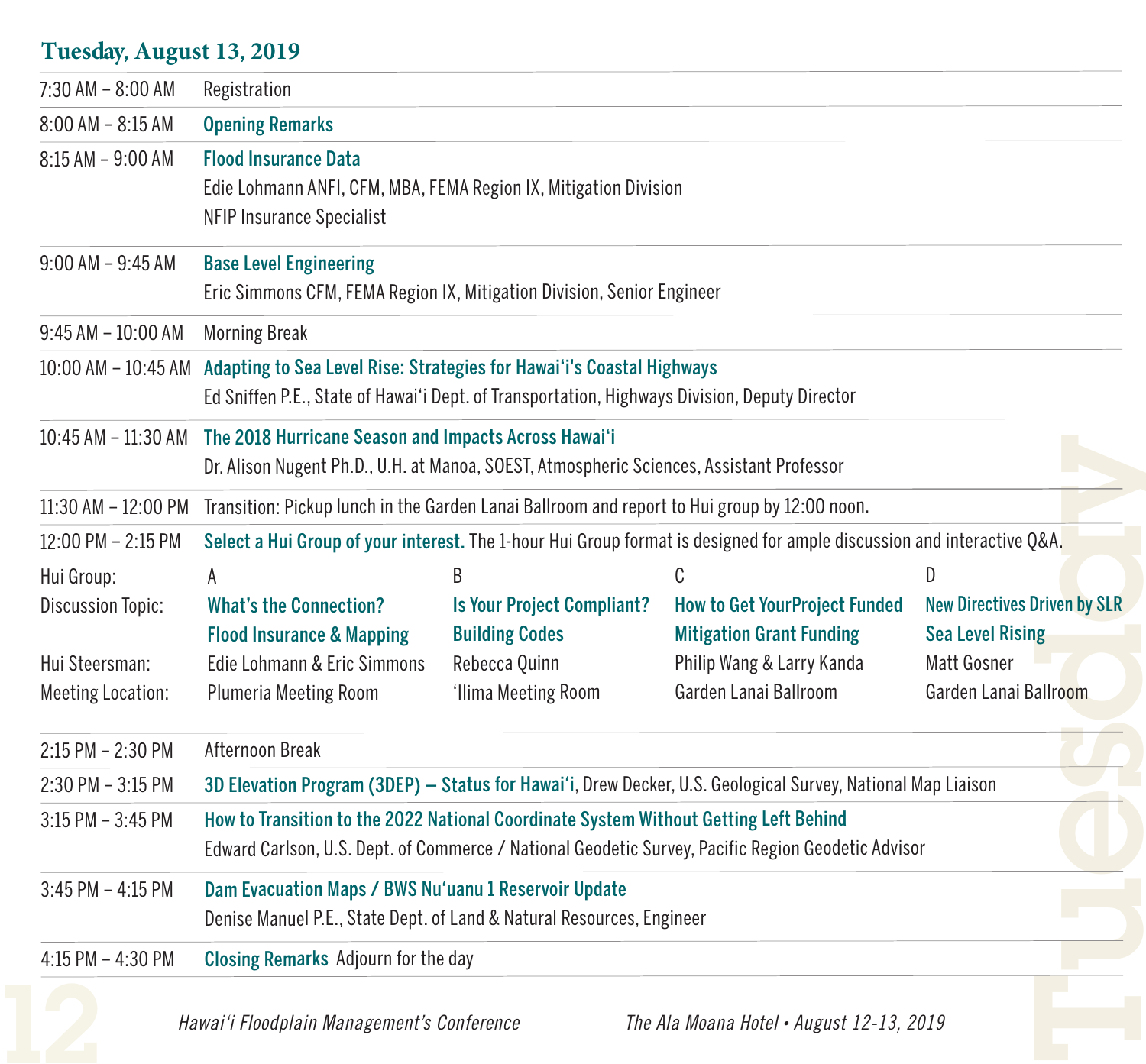## Tuesday, August 13, 2019

| Time | Session |
|---|---|
| 7:30 AM – 8:00 AM | Registration |
| 8:00 AM – 8:15 AM | **Opening Remarks** |
| 8:15 AM – 9:00 AM | **Flood Insurance Data**<br>Edie Lohmann ANFI, CFM, MBA, FEMA Region IX, Mitigation Division<br>NFIP Insurance Specialist |
| 9:00 AM – 9:45 AM | **Base Level Engineering**<br>Eric Simmons CFM, FEMA Region IX, Mitigation Division, Senior Engineer |
| 9:45 AM – 10:00 AM | Morning Break |
| 10:00 AM – 10:45 AM | **Adapting to Sea Level Rise: Strategies for Hawai'i's Coastal Highways**<br>Ed Sniffen P.E., State of Hawai'i Dept. of Transportation, Highways Division, Deputy Director |
| 10:45 AM – 11:30 AM | **The 2018 Hurricane Season and Impacts Across Hawai'i**<br>Dr. Alison Nugent Ph.D., U.H. at Manoa, SOEST, Atmospheric Sciences, Assistant Professor |
| 11:30 AM – 12:00 PM | Transition: Pickup lunch in the Garden Lanai Ballroom and report to Hui group by 12:00 noon. |
| 12:00 PM – 2:15 PM | **Select a Hui Group of your interest.** The 1-hour Hui Group format is designed for ample discussion and interactive Q&A. |

| Hui Group: | A | B | C | D |
|---|---|---|---|---|
| Discussion Topic: | **What's the Connection?**<br>**Flood Insurance & Mapping** | **Is Your Project Compliant?**<br>**Building Codes** | **How to Get YourProject Funded**<br>**Mitigation Grant Funding** | **New Directives Driven by SLR**<br>**Sea Level Rising** |
| Hui Steersman: | Edie Lohmann & Eric Simmons | Rebecca Quinn | Philip Wang & Larry Kanda | Matt Gosner |
| Meeting Location: | Plumeria Meeting Room | 'Ilima Meeting Room | Garden Lanai Ballroom | Garden Lanai Ballroom |

| Time | Session |
|---|---|
| 2:15 PM – 2:30 PM | Afternoon Break |
| 2:30 PM – 3:15 PM | **3D Elevation Program (3DEP) – Status for Hawai'i**, Drew Decker, U.S. Geological Survey, National Map Liaison |
| 3:15 PM – 3:45 PM | **How to Transition to the 2022 National Coordinate System Without Getting Left Behind**<br>Edward Carlson, U.S. Dept. of Commerce / National Geodetic Survey, Pacific Region Geodetic Advisor |
| 3:45 PM – 4:15 PM | **Dam Evacuation Maps / BWS Nu'uanu 1 Reservoir Update**<br>Denise Manuel P.E., State Dept. of Land & Natural Resources, Engineer |
| 4:15 PM – 4:30 PM | **Closing Remarks** Adjourn for the day |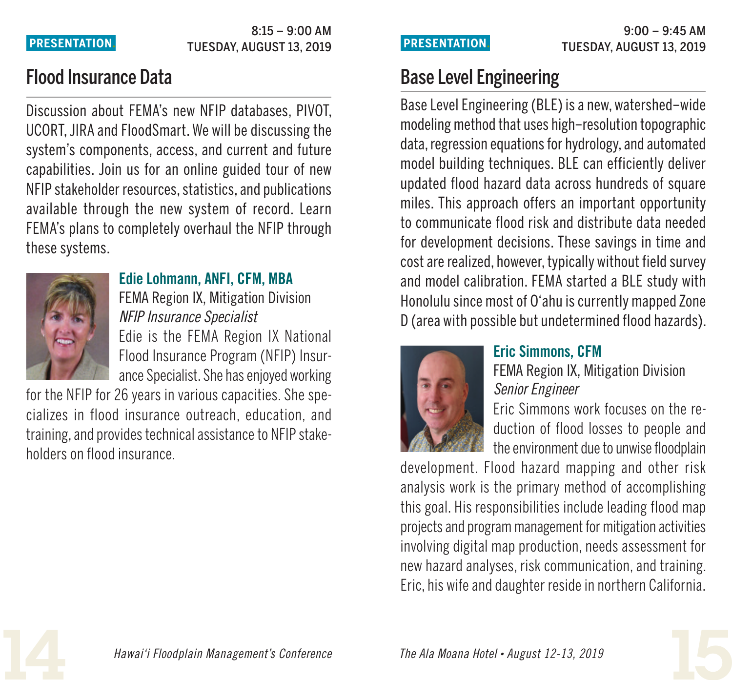PRESENTATION

8:15 – 9:00 AM
TUESDAY, AUGUST 13, 2019

## Flood Insurance Data

Discussion about FEMA's new NFIP databases, PIVOT, UCORT, JIRA and FloodSmart. We will be discussing the system's components, access, and current and future capabilities. Join us for an online guided tour of new NFIP stakeholder resources, statistics, and publications available through the new system of record. Learn FEMA's plans to completely overhaul the NFIP through these systems.

**Edie Lohmann, ANFI, CFM, MBA**
FEMA Region IX, Mitigation Division
*NFIP Insurance Specialist*

Edie is the FEMA Region IX National Flood Insurance Program (NFIP) Insurance Specialist. She has enjoyed working for the NFIP for 26 years in various capacities. She specializes in flood insurance outreach, education, and training, and provides technical assistance to NFIP stakeholders on flood insurance.

PRESENTATION

9:00 – 9:45 AM
TUESDAY, AUGUST 13, 2019

## Base Level Engineering

Base Level Engineering (BLE) is a new, watershed–wide modeling method that uses high–resolution topographic data, regression equations for hydrology, and automated model building techniques. BLE can efficiently deliver updated flood hazard data across hundreds of square miles. This approach offers an important opportunity to communicate flood risk and distribute data needed for development decisions. These savings in time and cost are realized, however, typically without field survey and model calibration. FEMA started a BLE study with Honolulu since most of O'ahu is currently mapped Zone D (area with possible but undetermined flood hazards).

**Eric Simmons, CFM**
FEMA Region IX, Mitigation Division
*Senior Engineer*

Eric Simmons work focuses on the reduction of flood losses to people and the environment due to unwise floodplain development. Flood hazard mapping and other risk analysis work is the primary method of accomplishing this goal. His responsibilities include leading flood map projects and program management for mitigation activities involving digital map production, needs assessment for new hazard analyses, risk communication, and training. Eric, his wife and daughter reside in northern California.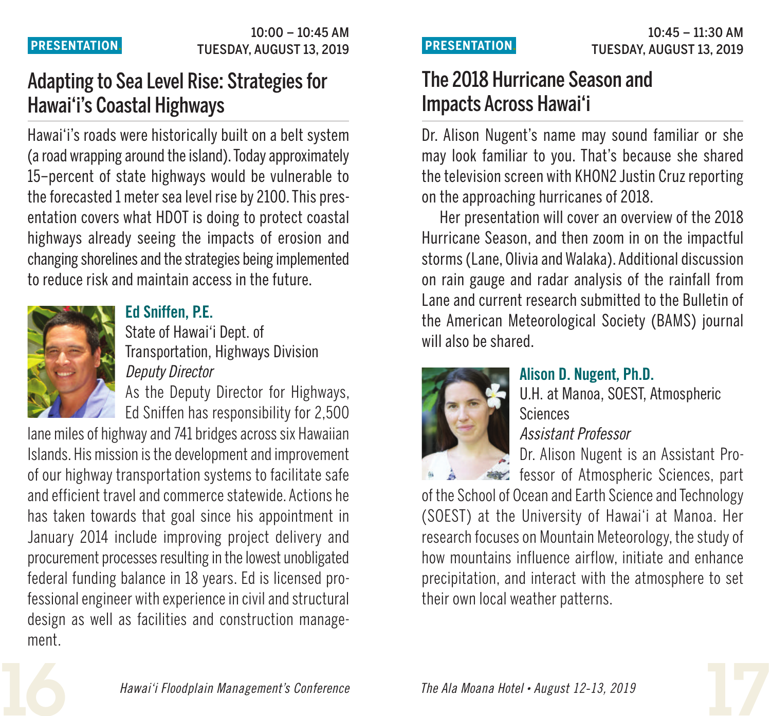PRESENTATION

10:00 – 10:45 AM
TUESDAY, AUGUST 13, 2019

## Adapting to Sea Level Rise: Strategies for Hawai‘i's Coastal Highways

Hawai‘i's roads were historically built on a belt system (a road wrapping around the island). Today approximately 15–percent of state highways would be vulnerable to the forecasted 1 meter sea level rise by 2100. This presentation covers what HDOT is doing to protect coastal highways already seeing the impacts of erosion and changing shorelines and the strategies being implemented to reduce risk and maintain access in the future.

**Ed Sniffen, P.E.**
State of Hawai‘i Dept. of Transportation, Highways Division
*Deputy Director*

As the Deputy Director for Highways, Ed Sniffen has responsibility for 2,500 lane miles of highway and 741 bridges across six Hawaiian Islands. His mission is the development and improvement of our highway transportation systems to facilitate safe and efficient travel and commerce statewide. Actions he has taken towards that goal since his appointment in January 2014 include improving project delivery and procurement processes resulting in the lowest unobligated federal funding balance in 18 years. Ed is licensed professional engineer with experience in civil and structural design as well as facilities and construction management.

PRESENTATION

10:45 – 11:30 AM
TUESDAY, AUGUST 13, 2019

## The 2018 Hurricane Season and Impacts Across Hawai‘i

Dr. Alison Nugent's name may sound familiar or she may look familiar to you. That's because she shared the television screen with KHON2 Justin Cruz reporting on the approaching hurricanes of 2018.

Her presentation will cover an overview of the 2018 Hurricane Season, and then zoom in on the impactful storms (Lane, Olivia and Walaka). Additional discussion on rain gauge and radar analysis of the rainfall from Lane and current research submitted to the Bulletin of the American Meteorological Society (BAMS) journal will also be shared.

**Alison D. Nugent, Ph.D.**
U.H. at Manoa, SOEST, Atmospheric Sciences
*Assistant Professor*

Dr. Alison Nugent is an Assistant Professor of Atmospheric Sciences, part of the School of Ocean and Earth Science and Technology (SOEST) at the University of Hawai‘i at Manoa. Her research focuses on Mountain Meteorology, the study of how mountains influence airflow, initiate and enhance precipitation, and interact with the atmosphere to set their own local weather patterns.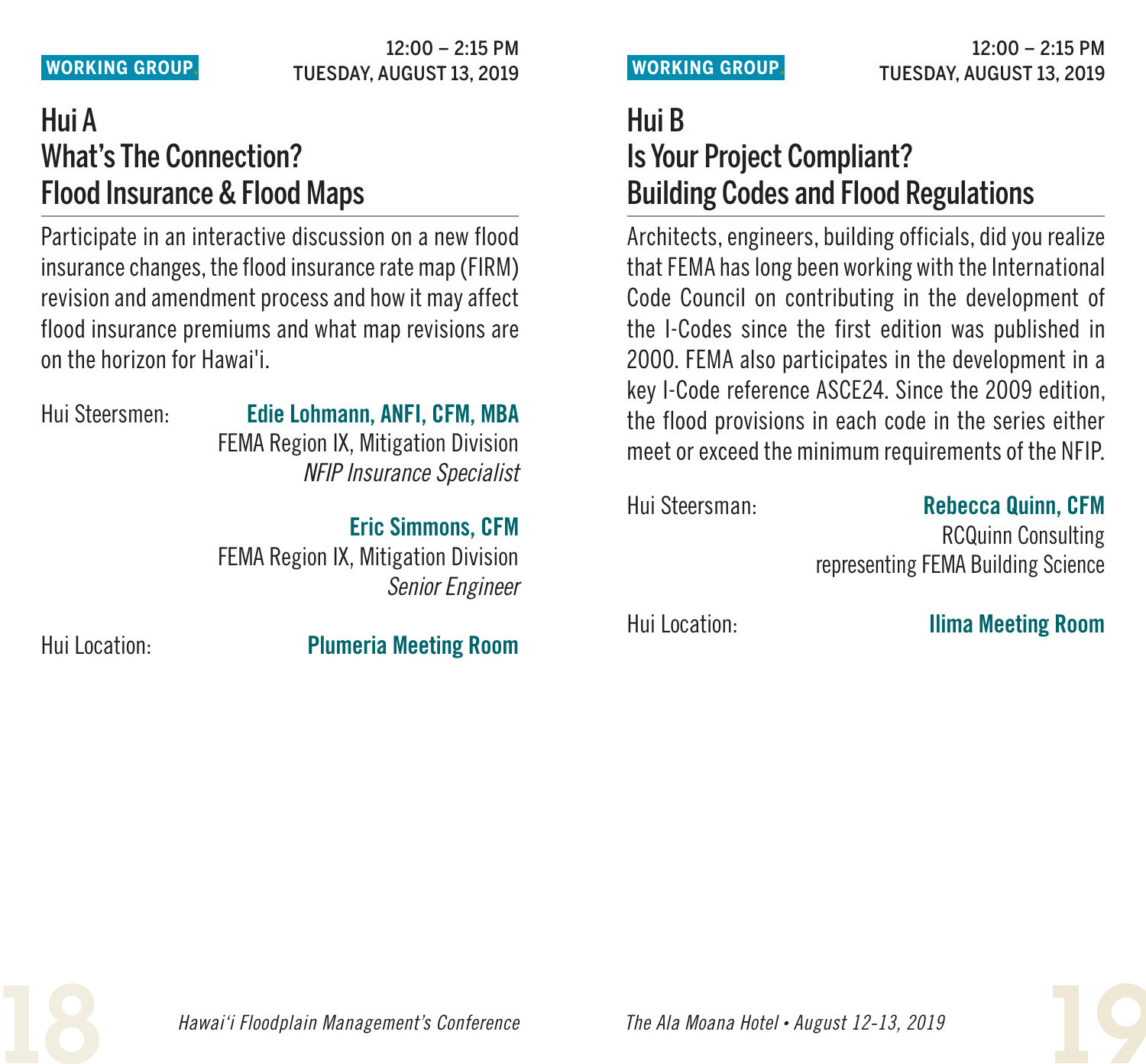WORKING GROUP

12:00 – 2:15 PM
TUESDAY, AUGUST 13, 2019

## Hui A
## What's The Connection?
## Flood Insurance & Flood Maps

Participate in an interactive discussion on a new flood insurance changes, the flood insurance rate map (FIRM) revision and amendment process and how it may affect flood insurance premiums and what map revisions are on the horizon for Hawai'i.

Hui Steersmen:

**Edie Lohmann, ANFI, CFM, MBA**
FEMA Region IX, Mitigation Division
*NFIP Insurance Specialist*

**Eric Simmons, CFM**
FEMA Region IX, Mitigation Division
*Senior Engineer*

Hui Location: **Plumeria Meeting Room**

WORKING GROUP

12:00 – 2:15 PM
TUESDAY, AUGUST 13, 2019

## Hui B
## Is Your Project Compliant?
## Building Codes and Flood Regulations

Architects, engineers, building officials, did you realize that FEMA has long been working with the International Code Council on contributing in the development of the I-Codes since the first edition was published in 2000. FEMA also participates in the development in a key I-Code reference ASCE24. Since the 2009 edition, the flood provisions in each code in the series either meet or exceed the minimum requirements of the NFIP.

Hui Steersman:

**Rebecca Quinn, CFM**
RCQuinn Consulting
representing FEMA Building Science

Hui Location: **Ilima Meeting Room**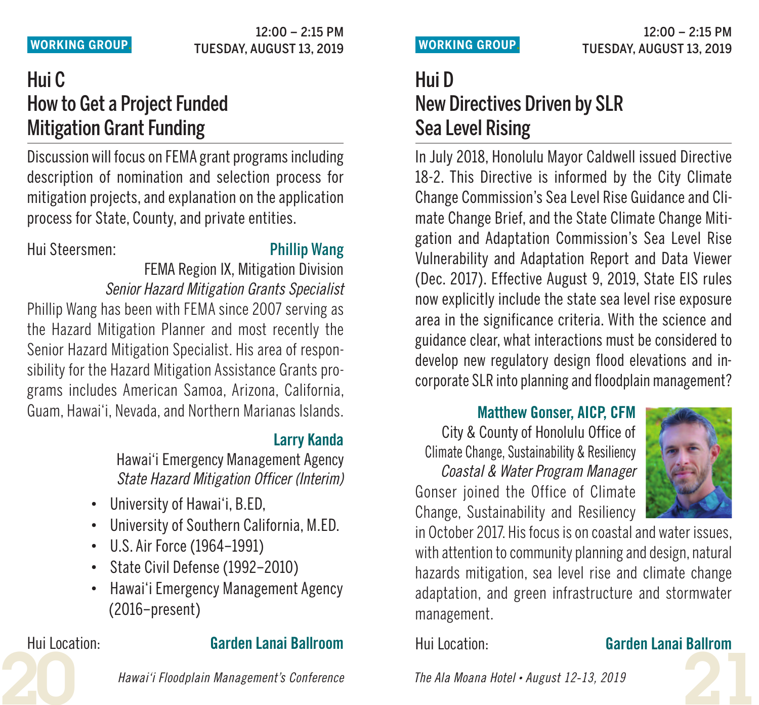WORKING GROUP

12:00 – 2:15 PM
TUESDAY, AUGUST 13, 2019

## Hui C
## How to Get a Project Funded
## Mitigation Grant Funding

Discussion will focus on FEMA grant programs including description of nomination and selection process for mitigation projects, and explanation on the application process for State, County, and private entities.

Hui Steersmen: **Phillip Wang**

FEMA Region IX, Mitigation Division
*Senior Hazard Mitigation Grants Specialist*

Phillip Wang has been with FEMA since 2007 serving as the Hazard Mitigation Planner and most recently the Senior Hazard Mitigation Specialist. His area of responsibility for the Hazard Mitigation Assistance Grants programs includes American Samoa, Arizona, California, Guam, Hawai'i, Nevada, and Northern Marianas Islands.

**Larry Kanda**

Hawai'i Emergency Management Agency
*State Hazard Mitigation Officer (Interim)*

- University of Hawai'i, B.ED,
- University of Southern California, M.ED.
- U.S. Air Force (1964–1991)
- State Civil Defense (1992–2010)
- Hawai'i Emergency Management Agency (2016–present)

Hui Location: **Garden Lanai Ballroom**

WORKING GROUP

12:00 – 2:15 PM
TUESDAY, AUGUST 13, 2019

## Hui D
## New Directives Driven by SLR
## Sea Level Rising

In July 2018, Honolulu Mayor Caldwell issued Directive 18-2. This Directive is informed by the City Climate Change Commission's Sea Level Rise Guidance and Climate Change Brief, and the State Climate Change Mitigation and Adaptation Commission's Sea Level Rise Vulnerability and Adaptation Report and Data Viewer (Dec. 2017). Effective August 9, 2019, State EIS rules now explicitly include the state sea level rise exposure area in the significance criteria. With the science and guidance clear, what interactions must be considered to develop new regulatory design flood elevations and incorporate SLR into planning and floodplain management?

**Matthew Gonser, AICP, CFM**

City & County of Honolulu Office of Climate Change, Sustainability & Resiliency
*Coastal & Water Program Manager*

Gonser joined the Office of Climate Change, Sustainability and Resiliency in October 2017. His focus is on coastal and water issues, with attention to community planning and design, natural hazards mitigation, sea level rise and climate change adaptation, and green infrastructure and stormwater management.

Hui Location: **Garden Lanai Ballrom**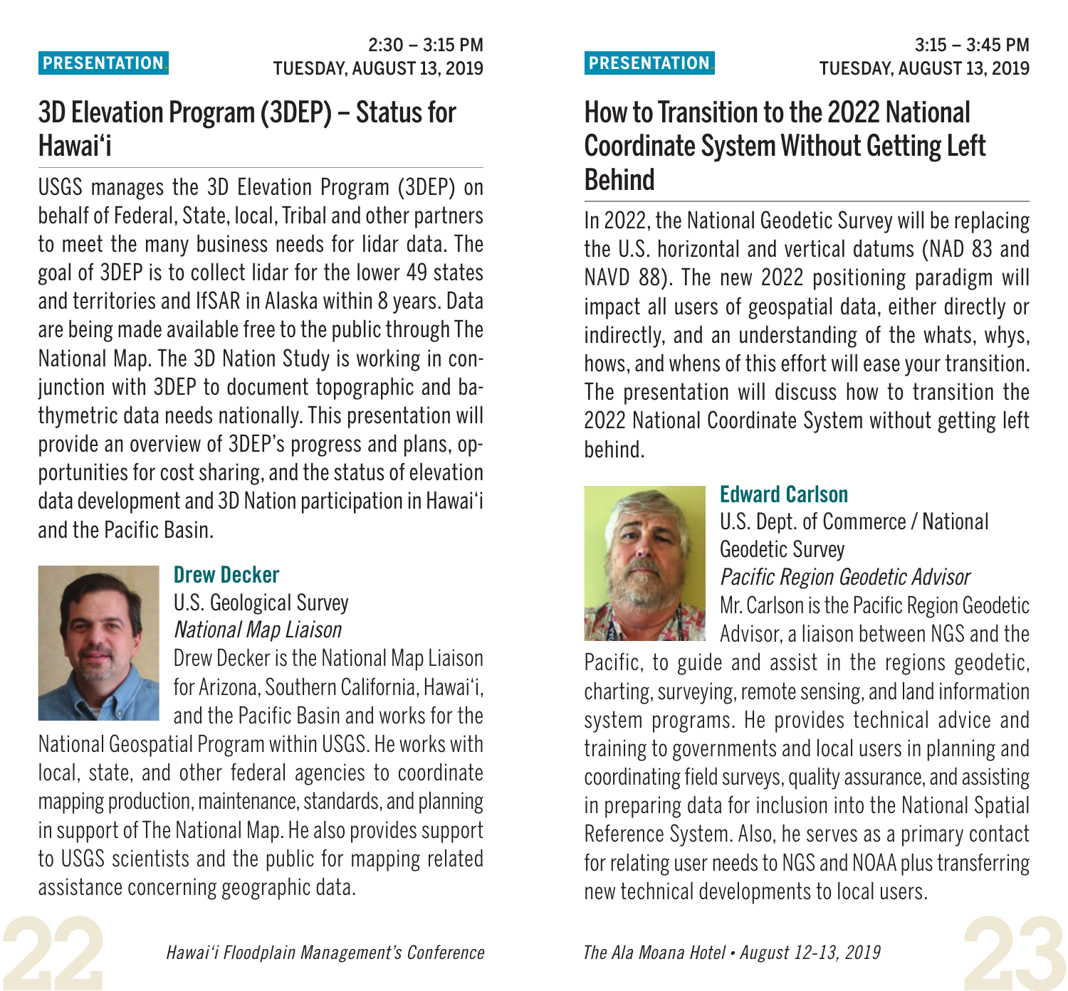PRESENTATION

2:30 – 3:15 PM
TUESDAY, AUGUST 13, 2019

## 3D Elevation Program (3DEP) – Status for Hawai'i

USGS manages the 3D Elevation Program (3DEP) on behalf of Federal, State, local, Tribal and other partners to meet the many business needs for lidar data. The goal of 3DEP is to collect lidar for the lower 49 states and territories and IfSAR in Alaska within 8 years. Data are being made available free to the public through The National Map. The 3D Nation Study is working in conjunction with 3DEP to document topographic and bathymetric data needs nationally. This presentation will provide an overview of 3DEP's progress and plans, opportunities for cost sharing, and the status of elevation data development and 3D Nation participation in Hawai'i and the Pacific Basin.

**Drew Decker**
U.S. Geological Survey
*National Map Liaison*

Drew Decker is the National Map Liaison for Arizona, Southern California, Hawai'i, and the Pacific Basin and works for the National Geospatial Program within USGS. He works with local, state, and other federal agencies to coordinate mapping production, maintenance, standards, and planning in support of The National Map. He also provides support to USGS scientists and the public for mapping related assistance concerning geographic data.

PRESENTATION

3:15 – 3:45 PM
TUESDAY, AUGUST 13, 2019

## How to Transition to the 2022 National Coordinate System Without Getting Left Behind

In 2022, the National Geodetic Survey will be replacing the U.S. horizontal and vertical datums (NAD 83 and NAVD 88). The new 2022 positioning paradigm will impact all users of geospatial data, either directly or indirectly, and an understanding of the whats, whys, hows, and whens of this effort will ease your transition. The presentation will discuss how to transition the 2022 National Coordinate System without getting left behind.

**Edward Carlson**
U.S. Dept. of Commerce / National Geodetic Survey
*Pacific Region Geodetic Advisor*

Mr. Carlson is the Pacific Region Geodetic Advisor, a liaison between NGS and the Pacific, to guide and assist in the regions geodetic, charting, surveying, remote sensing, and land information system programs. He provides technical advice and training to governments and local users in planning and coordinating field surveys, quality assurance, and assisting in preparing data for inclusion into the National Spatial Reference System. Also, he serves as a primary contact for relating user needs to NGS and NOAA plus transferring new technical developments to local users.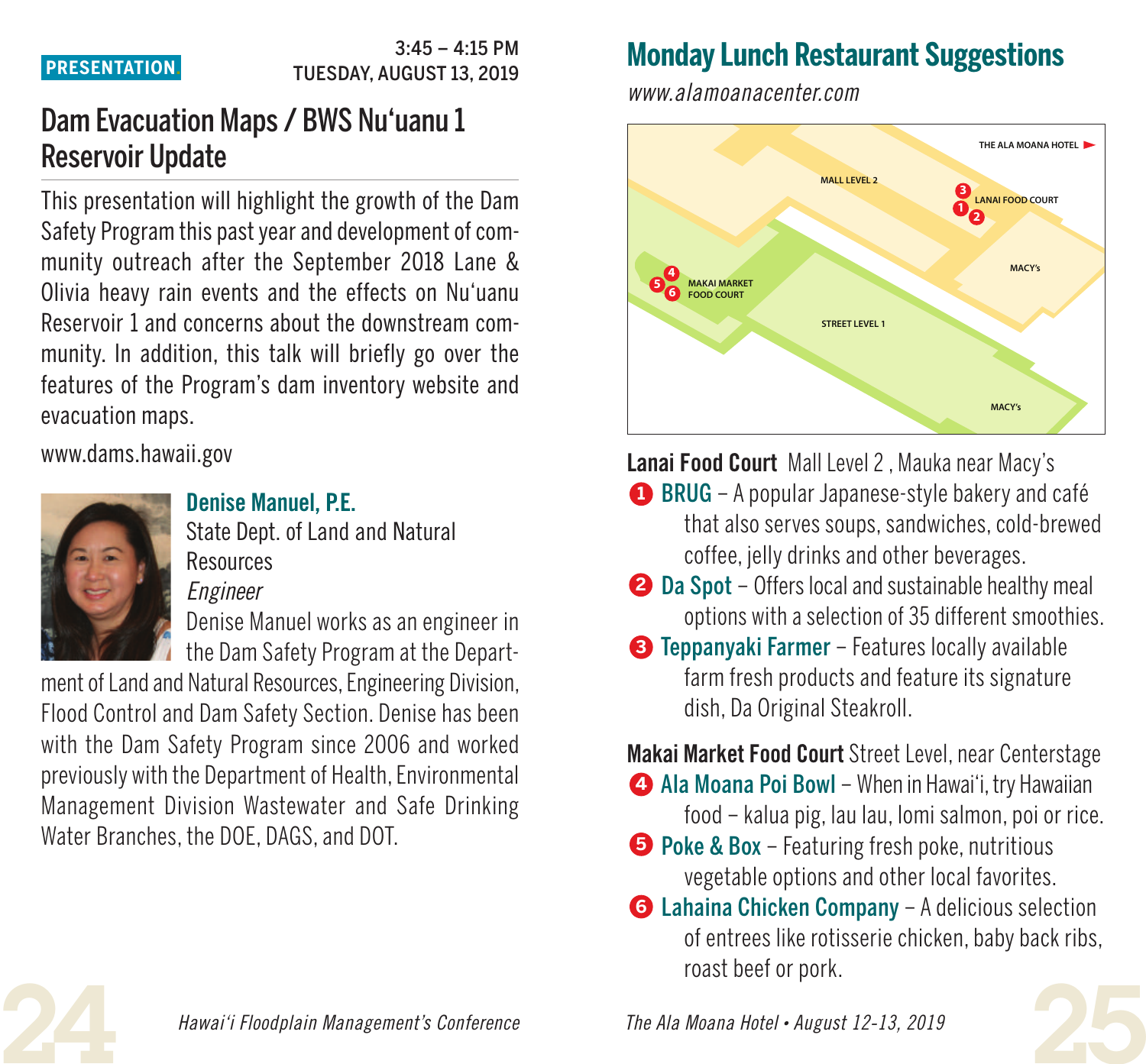PRESENTATION

3:45 – 4:15 PM
TUESDAY, AUGUST 13, 2019

## Dam Evacuation Maps / BWS Nuʻuanu 1 Reservoir Update

This presentation will highlight the growth of the Dam Safety Program this past year and development of community outreach after the September 2018 Lane & Olivia heavy rain events and the effects on Nuʻuanu Reservoir 1 and concerns about the downstream community. In addition, this talk will briefly go over the features of the Program's dam inventory website and evacuation maps.

www.dams.hawaii.gov

**Denise Manuel, P.E.**
State Dept. of Land and Natural Resources
*Engineer*

Denise Manuel works as an engineer in the Dam Safety Program at the Department of Land and Natural Resources, Engineering Division, Flood Control and Dam Safety Section. Denise has been with the Dam Safety Program since 2006 and worked previously with the Department of Health, Environmental Management Division Wastewater and Safe Drinking Water Branches, the DOE, DAGS, and DOT.

## Monday Lunch Restaurant Suggestions

*www.alamoanacenter.com*

THE ALA MOANA HOTEL
MALL LEVEL 2
LANAI FOOD COURT
MACY's
MAKAI MARKET FOOD COURT
STREET LEVEL 1
MACY's

**Lanai Food Court** Mall Level 2 , Mauka near Macy's

1. **BRUG** – A popular Japanese-style bakery and café that also serves soups, sandwiches, cold-brewed coffee, jelly drinks and other beverages.
2. **Da Spot** – Offers local and sustainable healthy meal options with a selection of 35 different smoothies.
3. **Teppanyaki Farmer** – Features locally available farm fresh products and feature its signature dish, Da Original Steakroll.

**Makai Market Food Court** Street Level, near Centerstage

4. **Ala Moana Poi Bowl** – When in Hawaiʻi, try Hawaiian food – kalua pig, lau lau, lomi salmon, poi or rice.
5. **Poke & Box** – Featuring fresh poke, nutritious vegetable options and other local favorites.
6. **Lahaina Chicken Company** – A delicious selection of entrees like rotisserie chicken, baby back ribs, roast beef or pork.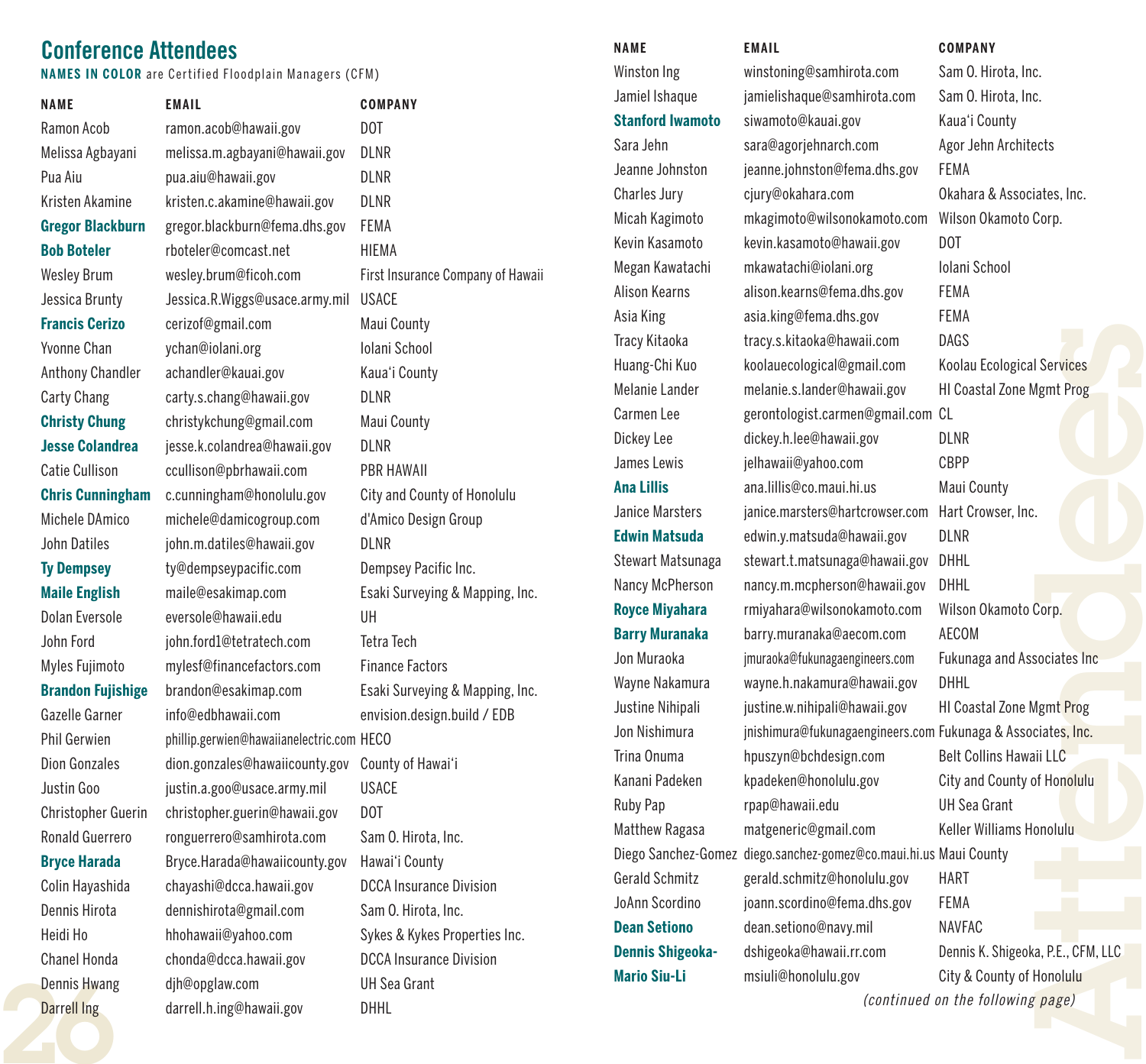## Conference Attendees

**NAMES IN COLOR** are Certified Floodplain Managers (CFM)

| NAME | EMAIL | COMPANY |
|---|---|---|
| Ramon Acob | ramon.acob@hawaii.gov | DOT |
| Melissa Agbayani | melissa.m.agbayani@hawaii.gov | DLNR |
| Pua Aiu | pua.aiu@hawaii.gov | DLNR |
| Kristen Akamine | kristen.c.akamine@hawaii.gov | DLNR |
| **Gregor Blackburn** | gregor.blackburn@fema.dhs.gov | FEMA |
| **Bob Boteler** | rboteler@comcast.net | HIEMA |
| Wesley Brum | wesley.brum@ficoh.com | First Insurance Company of Hawaii |
| Jessica Brunty | Jessica.R.Wiggs@usace.army.mil | USACE |
| **Francis Cerizo** | cerizof@gmail.com | Maui County |
| Yvonne Chan | ychan@iolani.org | Iolani School |
| Anthony Chandler | achandler@kauai.gov | Kaua'i County |
| Carty Chang | carty.s.chang@hawaii.gov | DLNR |
| **Christy Chung** | christykchung@gmail.com | Maui County |
| **Jesse Colandrea** | jesse.k.colandrea@hawaii.gov | DLNR |
| Catie Cullison | ccullison@pbrhawaii.com | PBR HAWAII |
| **Chris Cunningham** | c.cunningham@honolulu.gov | City and County of Honolulu |
| Michele DAmico | michele@damicogroup.com | d'Amico Design Group |
| John Datiles | john.m.datiles@hawaii.gov | DLNR |
| **Ty Dempsey** | ty@dempseypacific.com | Dempsey Pacific Inc. |
| **Maile English** | maile@esakimap.com | Esaki Surveying & Mapping, Inc. |
| Dolan Eversole | eversole@hawaii.edu | UH |
| John Ford | john.ford1@tetratech.com | Tetra Tech |
| Myles Fujimoto | mylesf@financefactors.com | Finance Factors |
| **Brandon Fujishige** | brandon@esakimap.com | Esaki Surveying & Mapping, Inc. |
| Gazelle Garner | info@edbhawaii.com | envision.design.build / EDB |
| Phil Gerwien | phillip.gerwien@hawaiianelectric.com | HECO |
| Dion Gonzales | dion.gonzales@hawaiicounty.gov | County of Hawai'i |
| Justin Goo | justin.a.goo@usace.army.mil | USACE |
| Christopher Guerin | christopher.guerin@hawaii.gov | DOT |
| Ronald Guerrero | ronguerrero@samhirota.com | Sam O. Hirota, Inc. |
| **Bryce Harada** | Bryce.Harada@hawaiicounty.gov | Hawai'i County |
| Colin Hayashida | chayashi@dcca.hawaii.gov | DCCA Insurance Division |
| Dennis Hirota | dennishirota@gmail.com | Sam O. Hirota, Inc. |
| Heidi Ho | hhohawaii@yahoo.com | Sykes & Kykes Properties Inc. |
| Chanel Honda | chonda@dcca.hawaii.gov | DCCA Insurance Division |
| Dennis Hwang | djh@opglaw.com | UH Sea Grant |
| Darrell Ing | darrell.h.ing@hawaii.gov | DHHL |
| Winston Ing | winstoning@samhirota.com | Sam O. Hirota, Inc. |
| Jamiel Ishaque | jamielishaque@samhirota.com | Sam O. Hirota, Inc. |
| **Stanford Iwamoto** | siwamoto@kauai.gov | Kaua'i County |
| Sara Jehn | sara@agorjehnarch.com | Agor Jehn Architects |
| Jeanne Johnston | jeanne.johnston@fema.dhs.gov | FEMA |
| Charles Jury | cjury@okahara.com | Okahara & Associates, Inc. |
| Micah Kagimoto | mkagimoto@wilsonokamoto.com | Wilson Okamoto Corp. |
| Kevin Kasamoto | kevin.kasamoto@hawaii.gov | DOT |
| Megan Kawatachi | mkawatachi@iolani.org | Iolani School |
| Alison Kearns | alison.kearns@fema.dhs.gov | FEMA |
| Asia King | asia.king@fema.dhs.gov | FEMA |
| Tracy Kitaoka | tracy.s.kitaoka@hawaii.com | DAGS |
| Huang-Chi Kuo | koolauecological@gmail.com | Koolau Ecological Services |
| Melanie Lander | melanie.s.lander@hawaii.gov | HI Coastal Zone Mgmt Prog |
| Carmen Lee | gerontologist.carmen@gmail.com | CL |
| Dickey Lee | dickey.h.lee@hawaii.gov | DLNR |
| James Lewis | jelhawaii@yahoo.com | CBPP |
| **Ana Lillis** | ana.lillis@co.maui.hi.us | Maui County |
| Janice Marsters | janice.marsters@hartcrowser.com | Hart Crowser, Inc. |
| **Edwin Matsuda** | edwin.y.matsuda@hawaii.gov | DLNR |
| Stewart Matsunaga | stewart.t.matsunaga@hawaii.gov | DHHL |
| Nancy McPherson | nancy.m.mcpherson@hawaii.gov | DHHL |
| **Royce Miyahara** | rmiyahara@wilsonokamoto.com | Wilson Okamoto Corp. |
| **Barry Muranaka** | barry.muranaka@aecom.com | AECOM |
| Jon Muraoka | jmuraoka@fukunagaengineers.com | Fukunaga and Associates Inc |
| Wayne Nakamura | wayne.h.nakamura@hawaii.gov | DHHL |
| Justine Nihipali | justine.w.nihipali@hawaii.gov | HI Coastal Zone Mgmt Prog |
| Jon Nishimura | jnishimura@fukunagaengineers.com | Fukunaga & Associates, Inc. |
| Trina Onuma | hpuszyn@bchdesign.com | Belt Collins Hawaii LLC |
| Kanani Padeken | kpadeken@honolulu.gov | City and County of Honolulu |
| Ruby Pap | rpap@hawaii.edu | UH Sea Grant |
| Matthew Ragasa | matgeneric@gmail.com | Keller Williams Honolulu |
| Diego Sanchez-Gomez | diego.sanchez-gomez@co.maui.hi.us | Maui County |
| Gerald Schmitz | gerald.schmitz@honolulu.gov | HART |
| JoAnn Scordino | joann.scordino@fema.dhs.gov | FEMA |
| **Dean Setiono** | dean.setiono@navy.mil | NAVFAC |
| **Dennis Shigeoka-** | dshigeoka@hawaii.rr.com | Dennis K. Shigeoka, P.E., CFM, LLC |
| **Mario Siu-Li** | msiuli@honolulu.gov | City & County of Honolulu |

*(continued on the following page)*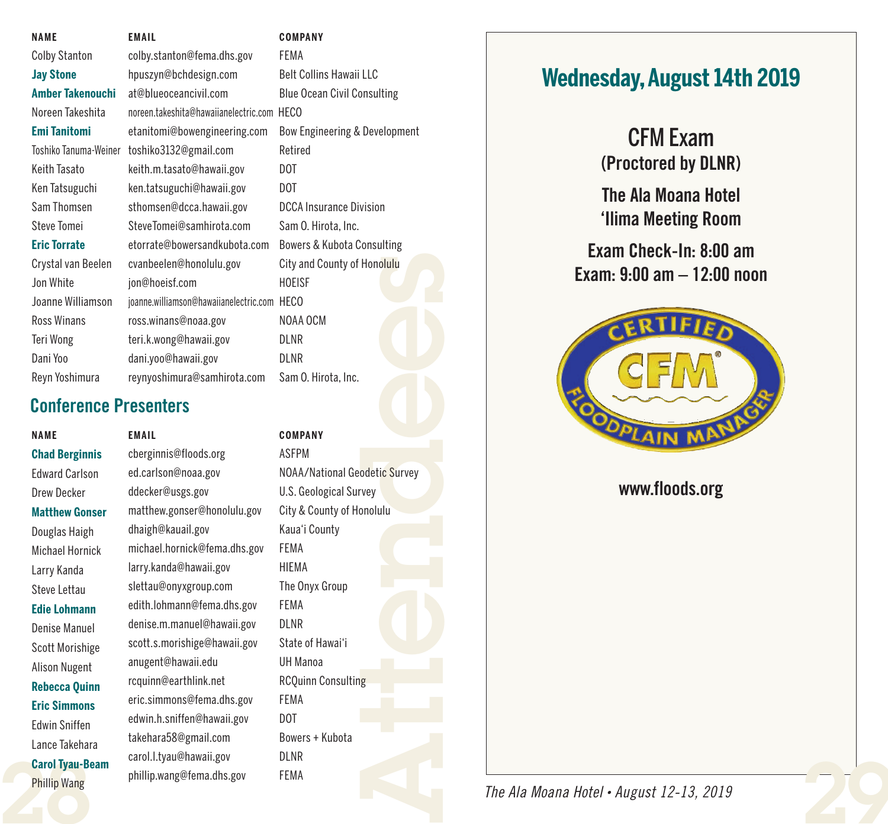| NAME | EMAIL | COMPANY |
|---|---|---|
| Colby Stanton | colby.stanton@fema.dhs.gov | FEMA |
| **Jay Stone** | hpuszyn@bchdesign.com | Belt Collins Hawaii LLC |
| **Amber Takenouchi** | at@blueoceancivil.com | Blue Ocean Civil Consulting |
| Noreen Takeshita | noreen.takeshita@hawaiianelectric.com | HECO |
| **Emi Tanitomi** | etanitomi@bowengineering.com | Bow Engineering & Development |
| Toshiko Tanuma-Weiner | toshiko3132@gmail.com | Retired |
| Keith Tasato | keith.m.tasato@hawaii.gov | DOT |
| Ken Tatsuguchi | ken.tatsuguchi@hawaii.gov | DOT |
| Sam Thomsen | sthomsen@dcca.hawaii.gov | DCCA Insurance Division |
| Steve Tomei | SteveTomei@samhirota.com | Sam O. Hirota, Inc. |
| **Eric Torrate** | etorrate@bowersandkubota.com | Bowers & Kubota Consulting |
| Crystal van Beelen | cvanbeelen@honolulu.gov | City and County of Honolulu |
| Jon White | jon@hoeisf.com | HOEISF |
| Joanne Williamson | joanne.williamson@hawaiianelectric.com | HECO |
| Ross Winans | ross.winans@noaa.gov | NOAA OCM |
| Teri Wong | teri.k.wong@hawaii.gov | DLNR |
| Dani Yoo | dani.yoo@hawaii.gov | DLNR |
| Reyn Yoshimura | reynyoshimura@samhirota.com | Sam O. Hirota, Inc. |

## Conference Presenters

| NAME | EMAIL | COMPANY |
|---|---|---|
| **Chad Berginnis** | cberginnis@floods.org | ASFPM |
| Edward Carlson | ed.carlson@noaa.gov | NOAA/National Geodetic Survey |
| Drew Decker | ddecker@usgs.gov | U.S. Geological Survey |
| **Matthew Gonser** | matthew.gonser@honolulu.gov | City & County of Honolulu |
| Douglas Haigh | dhaigh@kauail.gov | Kaua'i County |
| Michael Hornick | michael.hornick@fema.dhs.gov | FEMA |
| Larry Kanda | larry.kanda@hawaii.gov | HIEMA |
| Steve Lettau | slettau@onyxgroup.com | The Onyx Group |
| **Edie Lohmann** | edith.lohmann@fema.dhs.gov | FEMA |
| Denise Manuel | denise.m.manuel@hawaii.gov | DLNR |
| Scott Morishige | scott.s.morishige@hawaii.gov | State of Hawai'i |
| Alison Nugent | anugent@hawaii.edu | UH Manoa |
| **Rebecca Quinn** | rcquinn@earthlink.net | RCQuinn Consulting |
| **Eric Simmons** | eric.simmons@fema.dhs.gov | FEMA |
| Edwin Sniffen | edwin.h.sniffen@hawaii.gov | DOT |
| Lance Takehara | takehara58@gmail.com | Bowers + Kubota |
| **Carol Tyau-Beam** | carol.l.tyau@hawaii.gov | DLNR |
| Phillip Wang | phillip.wang@fema.dhs.gov | FEMA |

Attendees

## Wednesday, August 14th 2019

### CFM Exam
**(Proctored by DLNR)**

**The Ala Moana Hotel**
**'Ilima Meeting Room**

**Exam Check-In: 8:00 am**
**Exam: 9:00 am – 12:00 noon**

CERTIFIED CFM® FLOODPLAIN MANAGER

**www.floods.org**

*The Ala Moana Hotel • August 12-13, 2019*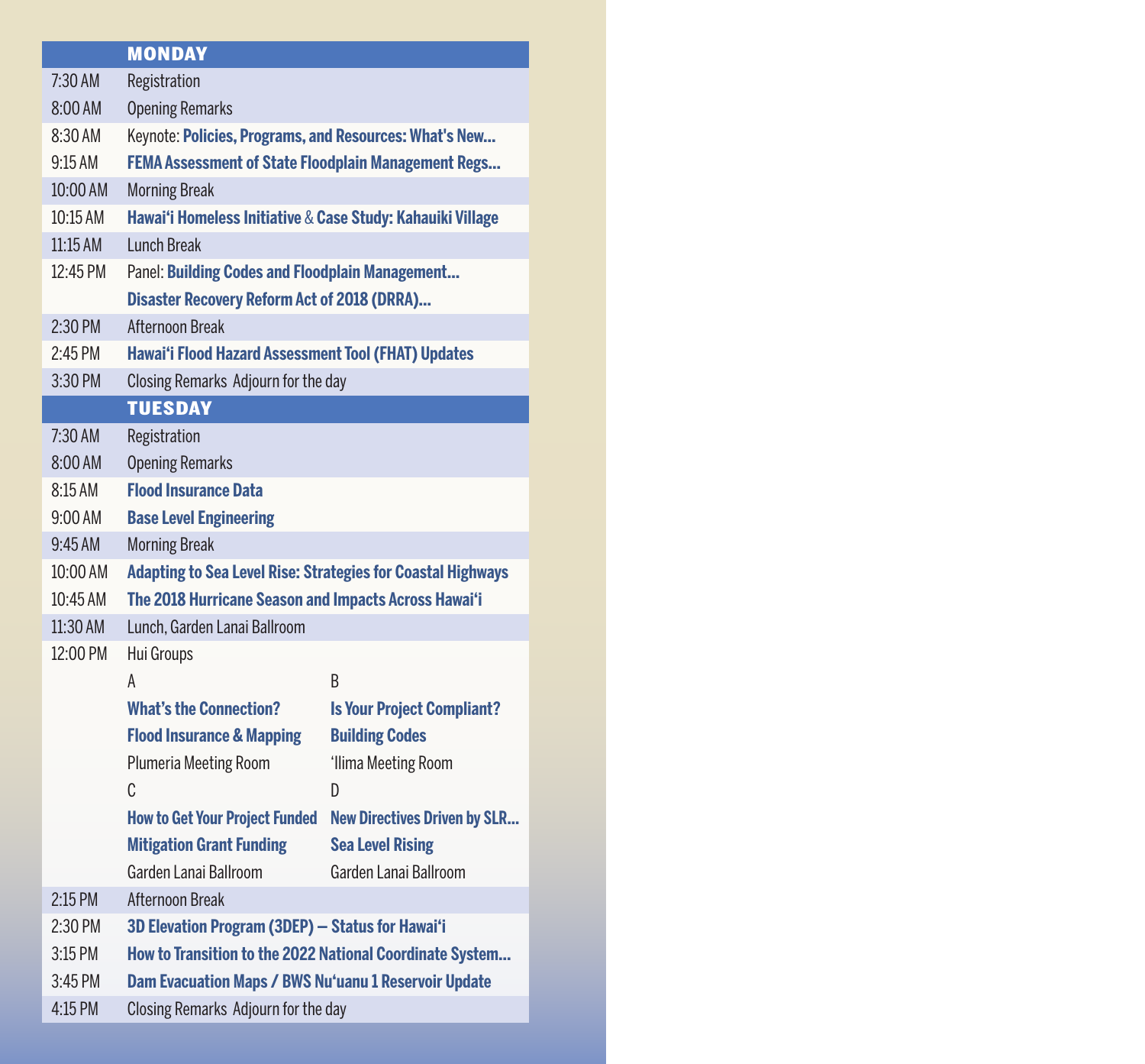| | |
|---|---|
| | **MONDAY** |
| 7:30 AM | Registration |
| 8:00 AM | Opening Remarks |
| 8:30 AM | Keynote: **Policies, Programs, and Resources: What's New...** |
| 9:15 AM | **FEMA Assessment of State Floodplain Management Regs...** |
| 10:00 AM | Morning Break |
| 10:15 AM | **Hawai'i Homeless Initiative** & **Case Study: Kahauiki Village** |
| 11:15 AM | Lunch Break |
| 12:45 PM | Panel: **Building Codes and Floodplain Management...** |
| | **Disaster Recovery Reform Act of 2018 (DRRA)...** |
| 2:30 PM | Afternoon Break |
| 2:45 PM | **Hawai'i Flood Hazard Assessment Tool (FHAT) Updates** |
| 3:30 PM | Closing Remarks Adjourn for the day |
| | **TUESDAY** |
| 7:30 AM | Registration |
| 8:00 AM | Opening Remarks |
| 8:15 AM | **Flood Insurance Data** |
| 9:00 AM | **Base Level Engineering** |
| 9:45 AM | Morning Break |
| 10:00 AM | **Adapting to Sea Level Rise: Strategies for Coastal Highways** |
| 10:45 AM | **The 2018 Hurricane Season and Impacts Across Hawai'i** |
| 11:30 AM | Lunch, Garden Lanai Ballroom |
| 12:00 PM | Hui Groups |
| | A: **What's the Connection? Flood Insurance & Mapping** – Plumeria Meeting Room |
| | B: **Is Your Project Compliant? Building Codes** – 'Ilima Meeting Room |
| | C: **How to Get Your Project Funded Mitigation Grant Funding** – Garden Lanai Ballroom |
| | D: **New Directives Driven by SLR... Sea Level Rising** – Garden Lanai Ballroom |
| 2:15 PM | Afternoon Break |
| 2:30 PM | **3D Elevation Program (3DEP) – Status for Hawai'i** |
| 3:15 PM | **How to Transition to the 2022 National Coordinate System...** |
| 3:45 PM | **Dam Evacuation Maps / BWS Nu'uanu 1 Reservoir Update** |
| 4:15 PM | Closing Remarks Adjourn for the day |